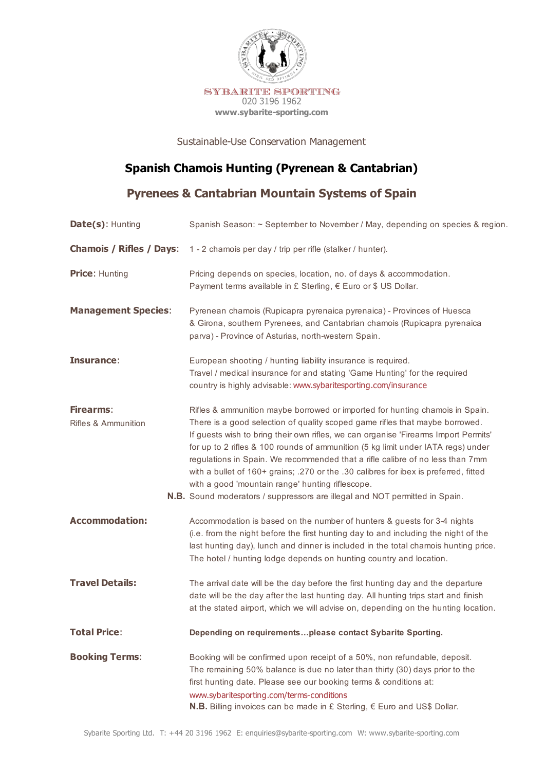SYBARITE SPORTING
020 3196 1962
www.sybarite-sporting.com

Sustainable-Use Conservation Management

# Spanish Chamois Hunting (Pyrenean & Cantabrian)

## Pyrenees & Cantabrian Mountain Systems of Spain

**Date(s):** Hunting — Spanish Season: ~ September to November / May, depending on species & region.

**Chamois / Rifles / Days:** 1 - 2 chamois per day / trip per rifle (stalker / hunter).

**Price:** Hunting — Pricing depends on species, location, no. of days & accommodation. Payment terms available in £ Sterling, € Euro or $ US Dollar.

**Management Species:** Pyrenean chamois (Rupicapra pyrenaica pyrenaica) - Provinces of Huesca & Girona, southern Pyrenees, and Cantabrian chamois (Rupicapra pyrenaica parva) - Province of Asturias, north-western Spain.

**Insurance:** European shooting / hunting liability insurance is required. Travel / medical insurance for and stating 'Game Hunting' for the required country is highly advisable: www.sybaritesporting.com/insurance

**Firearms:** Rifles & Ammunition — Rifles & ammunition maybe borrowed or imported for hunting chamois in Spain. There is a good selection of quality scoped game rifles that maybe borrowed. If guests wish to bring their own rifles, we can organise 'Firearms Import Permits' for up to 2 rifles & 100 rounds of ammunition (5 kg limit under IATA regs) under regulations in Spain. We recommended that a rifle calibre of no less than 7mm with a bullet of 160+ grains; .270 or the .30 calibres for ibex is preferred, fitted with a good 'mountain range' hunting riflescope.

**N.B.** Sound moderators / suppressors are illegal and NOT permitted in Spain.

**Accommodation:** Accommodation is based on the number of hunters & guests for 3-4 nights (i.e. from the night before the first hunting day to and including the night of the last hunting day), lunch and dinner is included in the total chamois hunting price. The hotel / hunting lodge depends on hunting country and location.

**Travel Details:** The arrival date will be the day before the first hunting day and the departure date will be the day after the last hunting day. All hunting trips start and finish at the stated airport, which we will advise on, depending on the hunting location.

**Total Price:** **Depending on requirements…please contact Sybarite Sporting.**

**Booking Terms:** Booking will be confirmed upon receipt of a 50%, non refundable, deposit. The remaining 50% balance is due no later than thirty (30) days prior to the first hunting date. Please see our booking terms & conditions at: www.sybaritesporting.com/terms-conditions

**N.B.** Billing invoices can be made in £ Sterling, € Euro and US$ Dollar.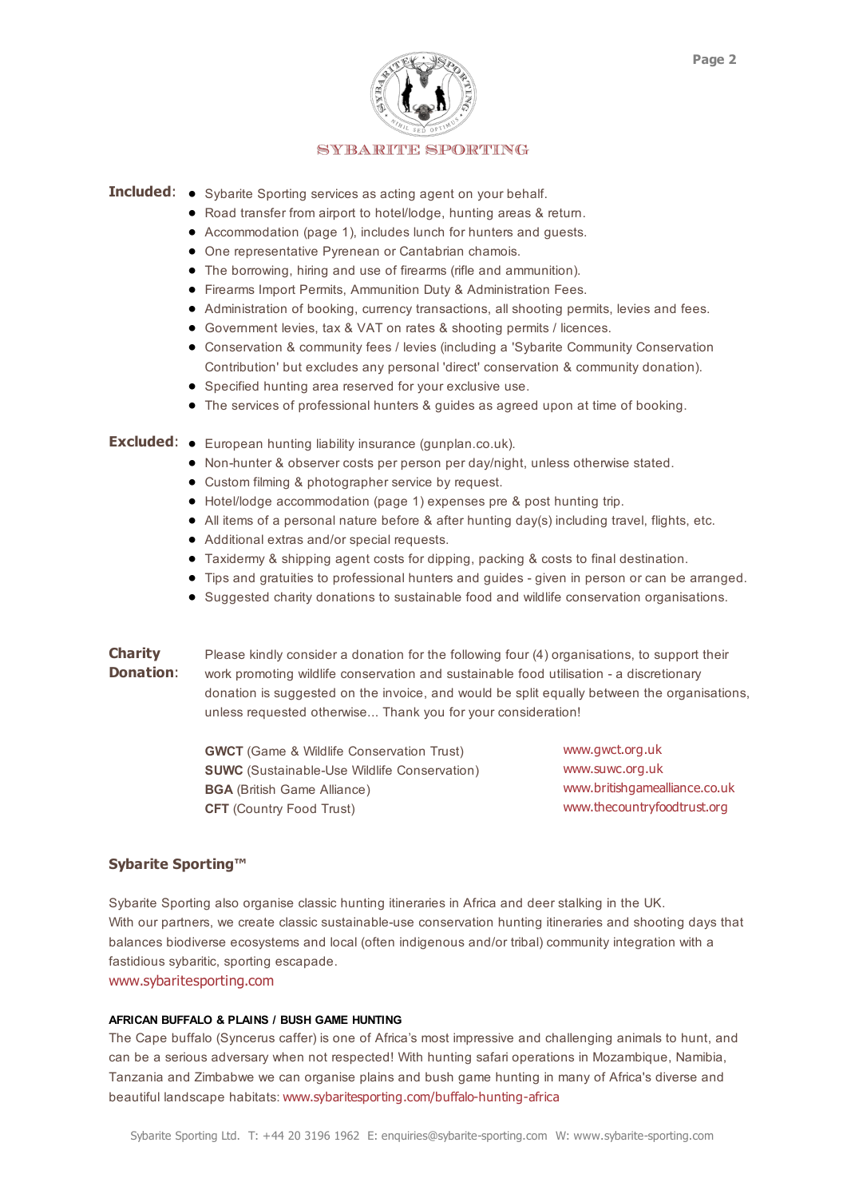**SYBARITE SPORTING**

**Included:**

- Sybarite Sporting services as acting agent on your behalf.
- Road transfer from airport to hotel/lodge, hunting areas & return.
- Accommodation (page 1), includes lunch for hunters and guests.
- One representative Pyrenean or Cantabrian chamois.
- The borrowing, hiring and use of firearms (rifle and ammunition).
- Firearms Import Permits, Ammunition Duty & Administration Fees.
- Administration of booking, currency transactions, all shooting permits, levies and fees.
- Government levies, tax & VAT on rates & shooting permits / licences.
- Conservation & community fees / levies (including a 'Sybarite Community Conservation Contribution' but excludes any personal 'direct' conservation & community donation).
- Specified hunting area reserved for your exclusive use.
- The services of professional hunters & guides as agreed upon at time of booking.

**Excluded:**

- European hunting liability insurance (gunplan.co.uk).
- Non-hunter & observer costs per person per day/night, unless otherwise stated.
- Custom filming & photographer service by request.
- Hotel/lodge accommodation (page 1) expenses pre & post hunting trip.
- All items of a personal nature before & after hunting day(s) including travel, flights, etc.
- Additional extras and/or special requests.
- Taxidermy & shipping agent costs for dipping, packing & costs to final destination.
- Tips and gratuities to professional hunters and guides - given in person or can be arranged.
- Suggested charity donations to sustainable food and wildlife conservation organisations.

**Charity Donation:**

Please kindly consider a donation for the following four (4) organisations, to support their work promoting wildlife conservation and sustainable food utilisation - a discretionary donation is suggested on the invoice, and would be split equally between the organisations, unless requested otherwise... Thank you for your consideration!

| | |
|---|---|
| **GWCT** (Game & Wildlife Conservation Trust) | www.gwct.org.uk |
| **SUWC** (Sustainable-Use Wildlife Conservation) | www.suwc.org.uk |
| **BGA** (British Game Alliance) | www.britishgamealliance.co.uk |
| **CFT** (Country Food Trust) | www.thecountryfoodtrust.org |

## Sybarite Sporting™

Sybarite Sporting also organise classic hunting itineraries in Africa and deer stalking in the UK.
With our partners, we create classic sustainable-use conservation hunting itineraries and shooting days that balances biodiverse ecosystems and local (often indigenous and/or tribal) community integration with a fastidious sybaritic, sporting escapade.
www.sybaritesporting.com

### AFRICAN BUFFALO & PLAINS / BUSH GAME HUNTING

The Cape buffalo (Syncerus caffer) is one of Africa's most impressive and challenging animals to hunt, and can be a serious adversary when not respected! With hunting safari operations in Mozambique, Namibia, Tanzania and Zimbabwe we can organise plains and bush game hunting in many of Africa's diverse and beautiful landscape habitats: www.sybaritesporting.com/buffalo-hunting-africa

Sybarite Sporting Ltd. T: +44 20 3196 1962 E: enquiries@sybarite-sporting.com W: www.sybarite-sporting.com